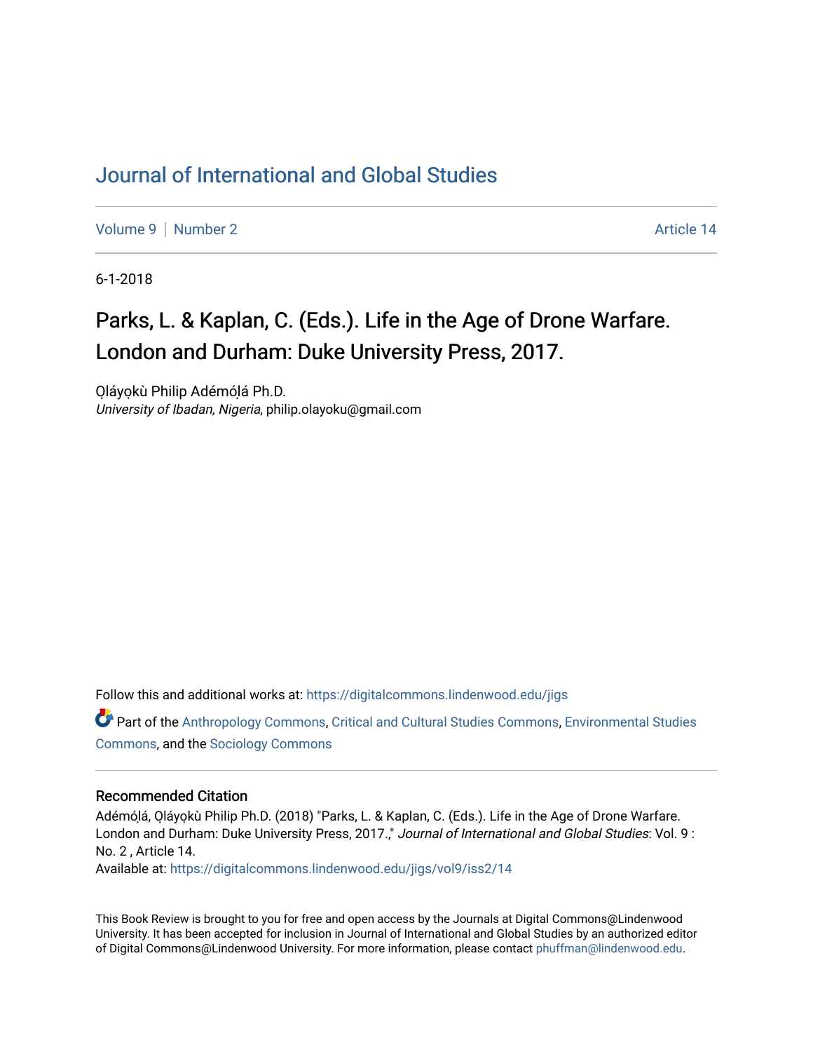# Journal of International and Global Studies

Volume 9 | Number 2 Article 14

6-1-2018

## Parks, L. & Kaplan, C. (Eds.). Life in the Age of Drone Warfare. London and Durham: Duke University Press, 2017.

Ọláyọkù Philip Adémọ́lá Ph.D.
*University of Ibadan, Nigeria*, philip.olayoku@gmail.com

Follow this and additional works at: https://digitalcommons.lindenwood.edu/jigs

Part of the Anthropology Commons, Critical and Cultural Studies Commons, Environmental Studies Commons, and the Sociology Commons

### Recommended Citation

Adémọ́lá, Ọláyọkù Philip Ph.D. (2018) "Parks, L. & Kaplan, C. (Eds.). Life in the Age of Drone Warfare. London and Durham: Duke University Press, 2017.," *Journal of International and Global Studies*: Vol. 9 : No. 2 , Article 14.
Available at: https://digitalcommons.lindenwood.edu/jigs/vol9/iss2/14

This Book Review is brought to you for free and open access by the Journals at Digital Commons@Lindenwood University. It has been accepted for inclusion in Journal of International and Global Studies by an authorized editor of Digital Commons@Lindenwood University. For more information, please contact phuffman@lindenwood.edu.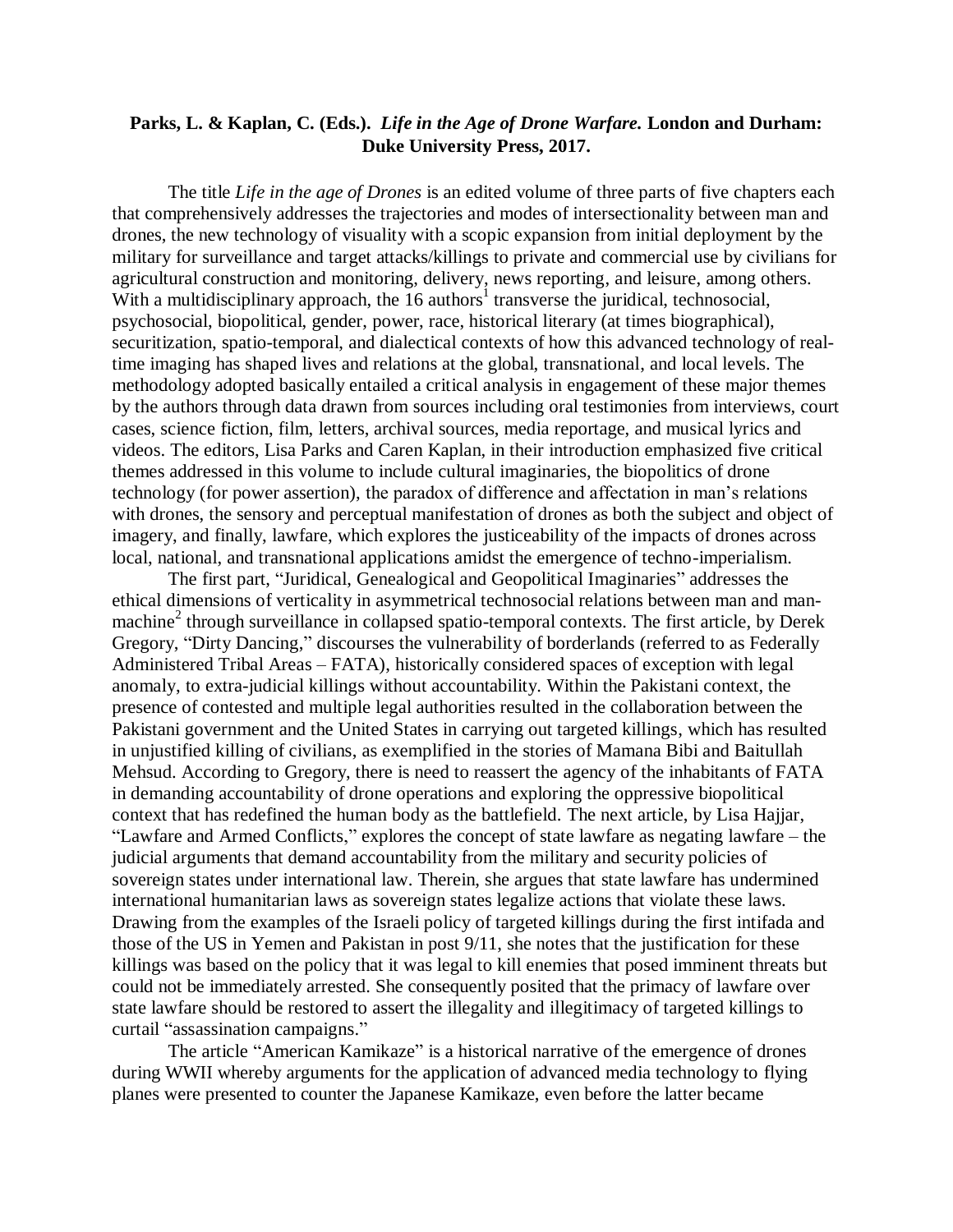**Parks, L. & Kaplan, C. (Eds.). *Life in the Age of Drone Warfare.* London and Durham: Duke University Press, 2017.**

The title *Life in the age of Drones* is an edited volume of three parts of five chapters each that comprehensively addresses the trajectories and modes of intersectionality between man and drones, the new technology of visuality with a scopic expansion from initial deployment by the military for surveillance and target attacks/killings to private and commercial use by civilians for agricultural construction and monitoring, delivery, news reporting, and leisure, among others. With a multidisciplinary approach, the 16 authors[1] transverse the juridical, technosocial, psychosocial, biopolitical, gender, power, race, historical literary (at times biographical), securitization, spatio-temporal, and dialectical contexts of how this advanced technology of real-time imaging has shaped lives and relations at the global, transnational, and local levels. The methodology adopted basically entailed a critical analysis in engagement of these major themes by the authors through data drawn from sources including oral testimonies from interviews, court cases, science fiction, film, letters, archival sources, media reportage, and musical lyrics and videos. The editors, Lisa Parks and Caren Kaplan, in their introduction emphasized five critical themes addressed in this volume to include cultural imaginaries, the biopolitics of drone technology (for power assertion), the paradox of difference and affectation in man's relations with drones, the sensory and perceptual manifestation of drones as both the subject and object of imagery, and finally, lawfare, which explores the justiceability of the impacts of drones across local, national, and transnational applications amidst the emergence of techno-imperialism.

The first part, "Juridical, Genealogical and Geopolitical Imaginaries" addresses the ethical dimensions of verticality in asymmetrical technosocial relations between man and man-machine[2] through surveillance in collapsed spatio-temporal contexts. The first article, by Derek Gregory, "Dirty Dancing," discourses the vulnerability of borderlands (referred to as Federally Administered Tribal Areas – FATA), historically considered spaces of exception with legal anomaly, to extra-judicial killings without accountability. Within the Pakistani context, the presence of contested and multiple legal authorities resulted in the collaboration between the Pakistani government and the United States in carrying out targeted killings, which has resulted in unjustified killing of civilians, as exemplified in the stories of Mamana Bibi and Baitullah Mehsud. According to Gregory, there is need to reassert the agency of the inhabitants of FATA in demanding accountability of drone operations and exploring the oppressive biopolitical context that has redefined the human body as the battlefield. The next article, by Lisa Hajjar, "Lawfare and Armed Conflicts," explores the concept of state lawfare as negating lawfare – the judicial arguments that demand accountability from the military and security policies of sovereign states under international law. Therein, she argues that state lawfare has undermined international humanitarian laws as sovereign states legalize actions that violate these laws. Drawing from the examples of the Israeli policy of targeted killings during the first intifada and those of the US in Yemen and Pakistan in post 9/11, she notes that the justification for these killings was based on the policy that it was legal to kill enemies that posed imminent threats but could not be immediately arrested. She consequently posited that the primacy of lawfare over state lawfare should be restored to assert the illegality and illegitimacy of targeted killings to curtail "assassination campaigns."

The article "American Kamikaze" is a historical narrative of the emergence of drones during WWII whereby arguments for the application of advanced media technology to flying planes were presented to counter the Japanese Kamikaze, even before the latter became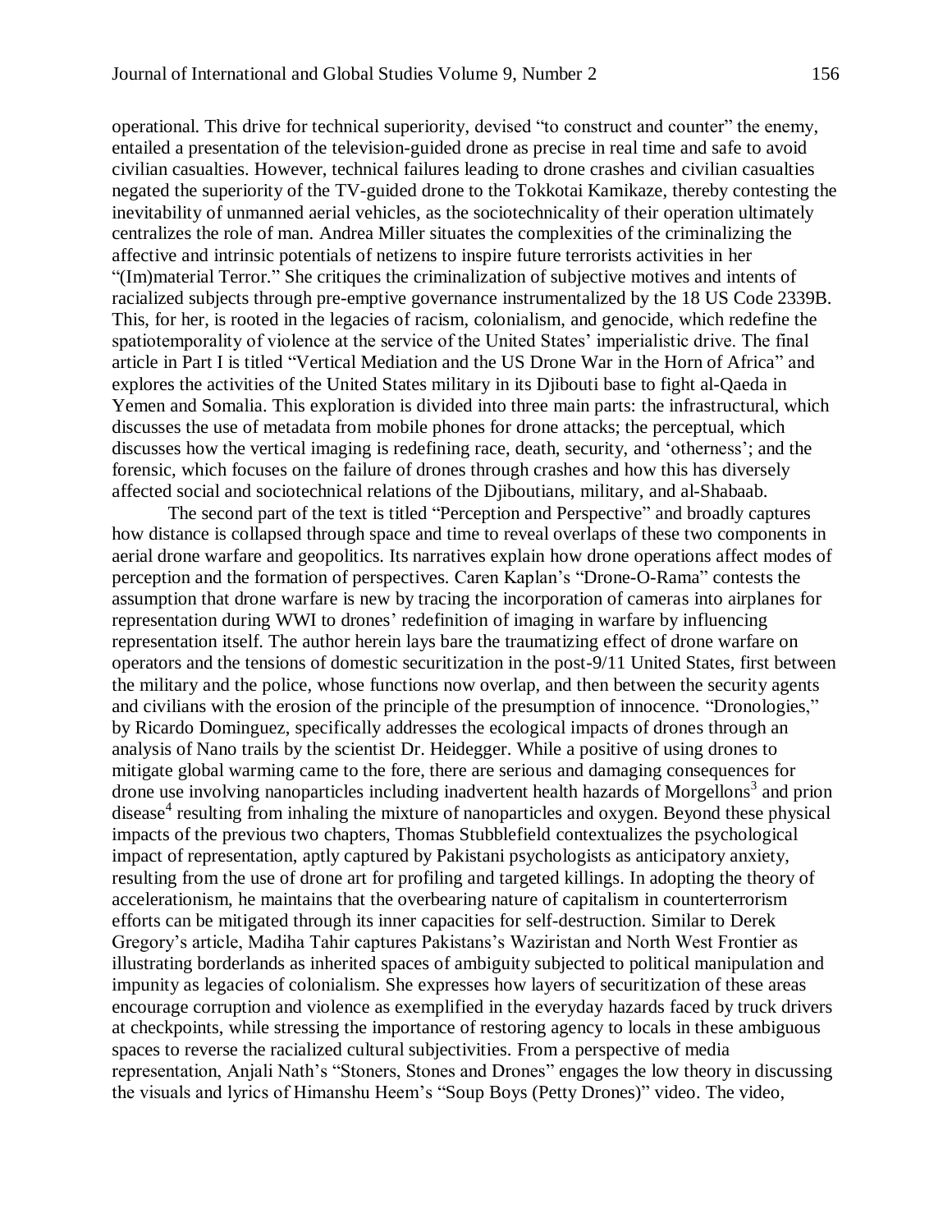operational. This drive for technical superiority, devised "to construct and counter" the enemy, entailed a presentation of the television-guided drone as precise in real time and safe to avoid civilian casualties. However, technical failures leading to drone crashes and civilian casualties negated the superiority of the TV-guided drone to the Tokkotai Kamikaze, thereby contesting the inevitability of unmanned aerial vehicles, as the sociotechnicality of their operation ultimately centralizes the role of man. Andrea Miller situates the complexities of the criminalizing the affective and intrinsic potentials of netizens to inspire future terrorists activities in her "(Im)material Terror." She critiques the criminalization of subjective motives and intents of racialized subjects through pre-emptive governance instrumentalized by the 18 US Code 2339B. This, for her, is rooted in the legacies of racism, colonialism, and genocide, which redefine the spatiotemporality of violence at the service of the United States' imperialistic drive. The final article in Part I is titled "Vertical Mediation and the US Drone War in the Horn of Africa" and explores the activities of the United States military in its Djibouti base to fight al-Qaeda in Yemen and Somalia. This exploration is divided into three main parts: the infrastructural, which discusses the use of metadata from mobile phones for drone attacks; the perceptual, which discusses how the vertical imaging is redefining race, death, security, and 'otherness'; and the forensic, which focuses on the failure of drones through crashes and how this has diversely affected social and sociotechnical relations of the Djiboutians, military, and al-Shabaab.

The second part of the text is titled "Perception and Perspective" and broadly captures how distance is collapsed through space and time to reveal overlaps of these two components in aerial drone warfare and geopolitics. Its narratives explain how drone operations affect modes of perception and the formation of perspectives. Caren Kaplan's "Drone-O-Rama" contests the assumption that drone warfare is new by tracing the incorporation of cameras into airplanes for representation during WWI to drones' redefinition of imaging in warfare by influencing representation itself. The author herein lays bare the traumatizing effect of drone warfare on operators and the tensions of domestic securitization in the post-9/11 United States, first between the military and the police, whose functions now overlap, and then between the security agents and civilians with the erosion of the principle of the presumption of innocence. "Dronologies," by Ricardo Dominguez, specifically addresses the ecological impacts of drones through an analysis of Nano trails by the scientist Dr. Heidegger. While a positive of using drones to mitigate global warming came to the fore, there are serious and damaging consequences for drone use involving nanoparticles including inadvertent health hazards of Morgellons[3] and prion disease[4] resulting from inhaling the mixture of nanoparticles and oxygen. Beyond these physical impacts of the previous two chapters, Thomas Stubblefield contextualizes the psychological impact of representation, aptly captured by Pakistani psychologists as anticipatory anxiety, resulting from the use of drone art for profiling and targeted killings. In adopting the theory of accelerationism, he maintains that the overbearing nature of capitalism in counterterrorism efforts can be mitigated through its inner capacities for self-destruction. Similar to Derek Gregory's article, Madiha Tahir captures Pakistans's Waziristan and North West Frontier as illustrating borderlands as inherited spaces of ambiguity subjected to political manipulation and impunity as legacies of colonialism. She expresses how layers of securitization of these areas encourage corruption and violence as exemplified in the everyday hazards faced by truck drivers at checkpoints, while stressing the importance of restoring agency to locals in these ambiguous spaces to reverse the racialized cultural subjectivities. From a perspective of media representation, Anjali Nath's "Stoners, Stones and Drones" engages the low theory in discussing the visuals and lyrics of Himanshu Heem's "Soup Boys (Petty Drones)" video. The video,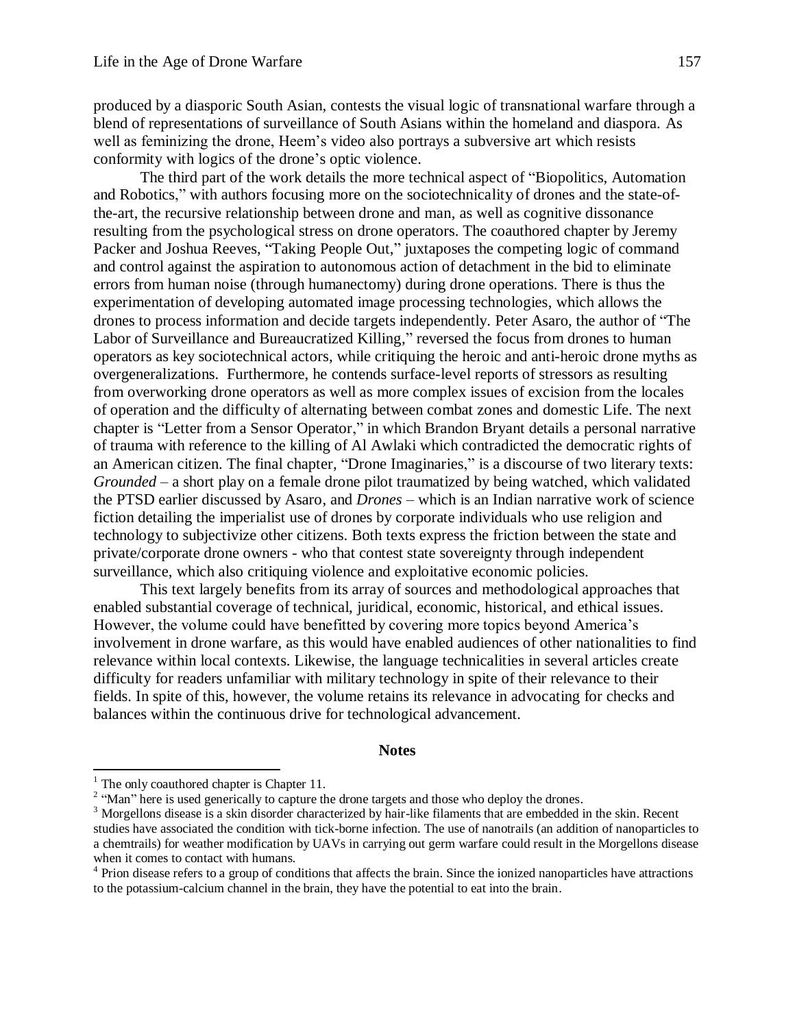produced by a diasporic South Asian, contests the visual logic of transnational warfare through a blend of representations of surveillance of South Asians within the homeland and diaspora. As well as feminizing the drone, Heem's video also portrays a subversive art which resists conformity with logics of the drone's optic violence.

The third part of the work details the more technical aspect of "Biopolitics, Automation and Robotics," with authors focusing more on the sociotechnicality of drones and the state-of-the-art, the recursive relationship between drone and man, as well as cognitive dissonance resulting from the psychological stress on drone operators. The coauthored chapter by Jeremy Packer and Joshua Reeves, "Taking People Out," juxtaposes the competing logic of command and control against the aspiration to autonomous action of detachment in the bid to eliminate errors from human noise (through humanectomy) during drone operations. There is thus the experimentation of developing automated image processing technologies, which allows the drones to process information and decide targets independently. Peter Asaro, the author of "The Labor of Surveillance and Bureaucratized Killing," reversed the focus from drones to human operators as key sociotechnical actors, while critiquing the heroic and anti-heroic drone myths as overgeneralizations. Furthermore, he contends surface-level reports of stressors as resulting from overworking drone operators as well as more complex issues of excision from the locales of operation and the difficulty of alternating between combat zones and domestic Life. The next chapter is "Letter from a Sensor Operator," in which Brandon Bryant details a personal narrative of trauma with reference to the killing of Al Awlaki which contradicted the democratic rights of an American citizen. The final chapter, "Drone Imaginaries," is a discourse of two literary texts: *Grounded* – a short play on a female drone pilot traumatized by being watched, which validated the PTSD earlier discussed by Asaro, and *Drones* – which is an Indian narrative work of science fiction detailing the imperialist use of drones by corporate individuals who use religion and technology to subjectivize other citizens. Both texts express the friction between the state and private/corporate drone owners - who that contest state sovereignty through independent surveillance, which also critiquing violence and exploitative economic policies.

This text largely benefits from its array of sources and methodological approaches that enabled substantial coverage of technical, juridical, economic, historical, and ethical issues. However, the volume could have benefitted by covering more topics beyond America's involvement in drone warfare, as this would have enabled audiences of other nationalities to find relevance within local contexts. Likewise, the language technicalities in several articles create difficulty for readers unfamiliar with military technology in spite of their relevance to their fields. In spite of this, however, the volume retains its relevance in advocating for checks and balances within the continuous drive for technological advancement.

## Notes

[1] The only coauthored chapter is Chapter 11.

[2] "Man" here is used generically to capture the drone targets and those who deploy the drones.

[3] Morgellons disease is a skin disorder characterized by hair-like filaments that are embedded in the skin. Recent studies have associated the condition with tick-borne infection. The use of nanotrails (an addition of nanoparticles to a chemtrails) for weather modification by UAVs in carrying out germ warfare could result in the Morgellons disease when it comes to contact with humans.

[4] Prion disease refers to a group of conditions that affects the brain. Since the ionized nanoparticles have attractions to the potassium-calcium channel in the brain, they have the potential to eat into the brain.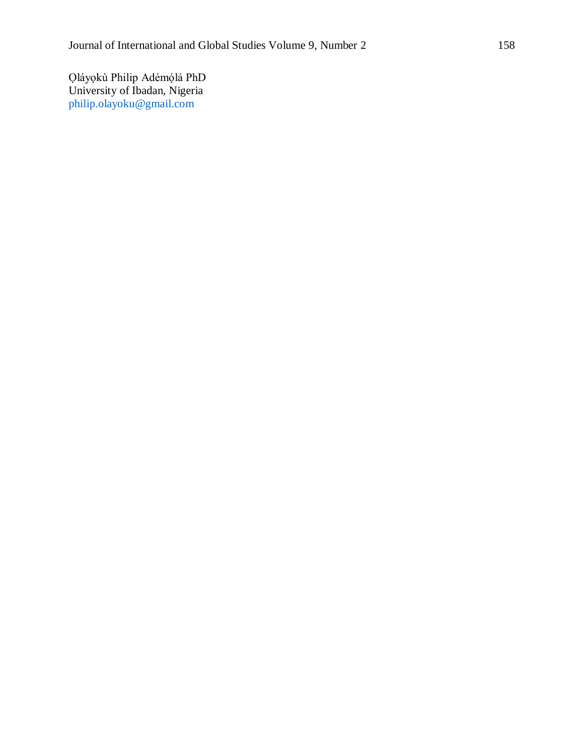Ọláyọkù Philip Adémọ́lá PhD
University of Ibadan, Nigeria
philip.olayoku@gmail.com